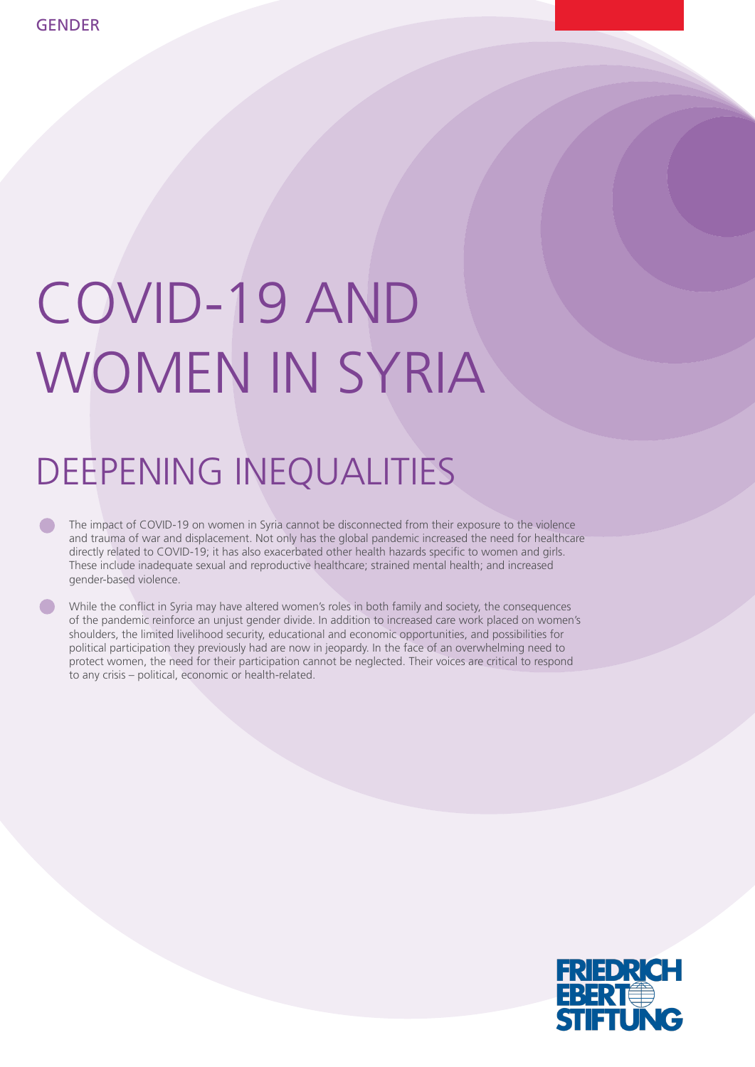GENDER

# COVID-19 AND WOMEN IN SYRIA

## DEEPENING INEQUALITIES

- The impact of COVID-19 on women in Syria cannot be disconnected from their exposure to the violence and trauma of war and displacement. Not only has the global pandemic increased the need for healthcare directly related to COVID-19; it has also exacerbated other health hazards specific to women and girls. These include inadequate sexual and reproductive healthcare; strained mental health; and increased gender-based violence.

- While the conflict in Syria may have altered women's roles in both family and society, the consequences of the pandemic reinforce an unjust gender divide. In addition to increased care work placed on women's shoulders, the limited livelihood security, educational and economic opportunities, and possibilities for political participation they previously had are now in jeopardy. In the face of an overwhelming need to protect women, the need for their participation cannot be neglected. Their voices are critical to respond to any crisis – political, economic or health-related.

FRIEDRICH EBERT STIFTUNG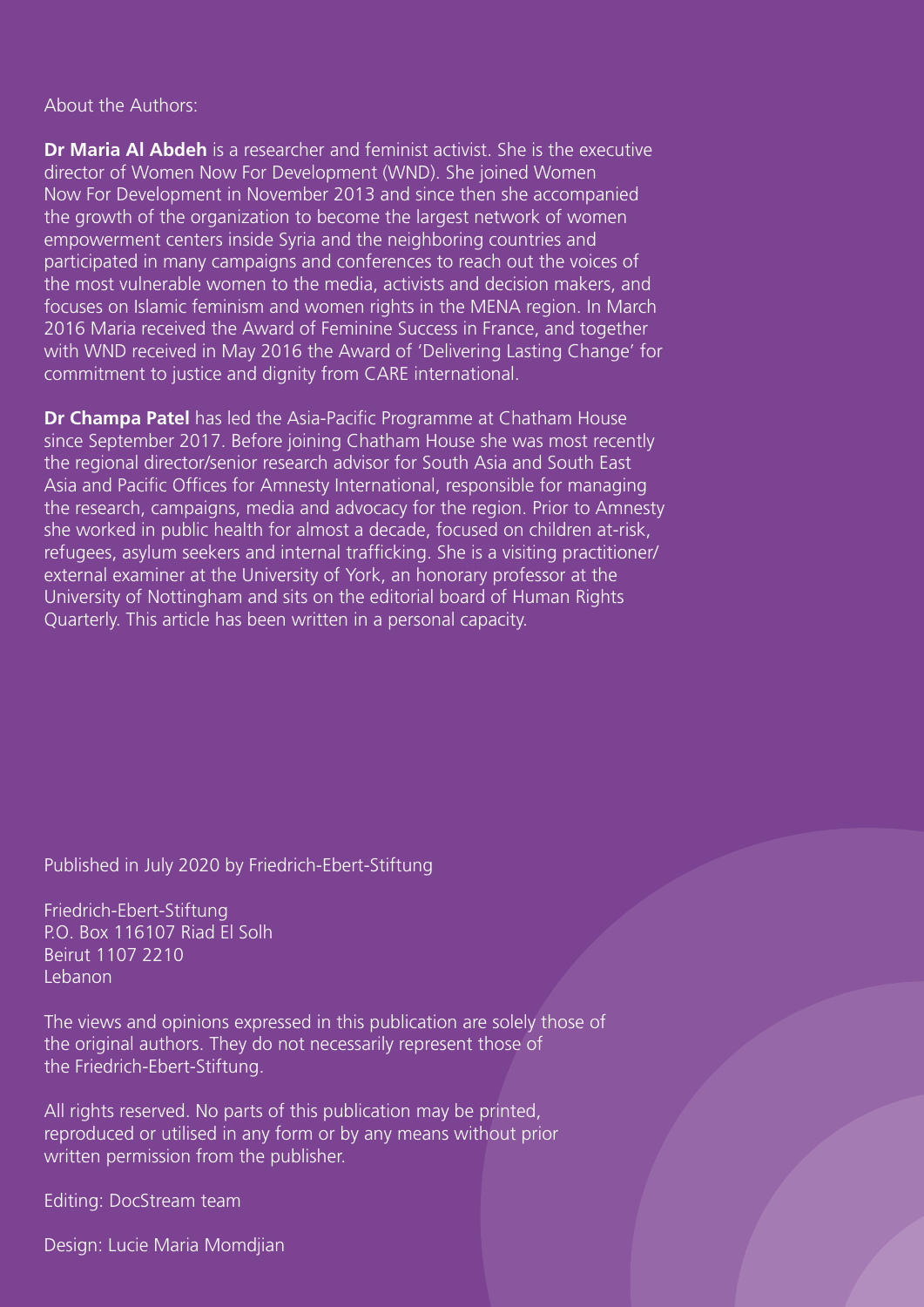About the Authors:

**Dr Maria Al Abdeh** is a researcher and feminist activist. She is the executive director of Women Now For Development (WND). She joined Women Now For Development in November 2013 and since then she accompanied the growth of the organization to become the largest network of women empowerment centers inside Syria and the neighboring countries and participated in many campaigns and conferences to reach out the voices of the most vulnerable women to the media, activists and decision makers, and focuses on Islamic feminism and women rights in the MENA region. In March 2016 Maria received the Award of Feminine Success in France, and together with WND received in May 2016 the Award of 'Delivering Lasting Change' for commitment to justice and dignity from CARE international.

**Dr Champa Patel** has led the Asia-Pacific Programme at Chatham House since September 2017. Before joining Chatham House she was most recently the regional director/senior research advisor for South Asia and South East Asia and Pacific Offices for Amnesty International, responsible for managing the research, campaigns, media and advocacy for the region. Prior to Amnesty she worked in public health for almost a decade, focused on children at-risk, refugees, asylum seekers and internal trafficking. She is a visiting practitioner/external examiner at the University of York, an honorary professor at the University of Nottingham and sits on the editorial board of Human Rights Quarterly. This article has been written in a personal capacity.

Published in July 2020 by Friedrich-Ebert-Stiftung

Friedrich-Ebert-Stiftung
P.O. Box 116107 Riad El Solh
Beirut 1107 2210
Lebanon

The views and opinions expressed in this publication are solely those of the original authors. They do not necessarily represent those of the Friedrich-Ebert-Stiftung.

All rights reserved. No parts of this publication may be printed, reproduced or utilised in any form or by any means without prior written permission from the publisher.

Editing: DocStream team

Design: Lucie Maria Momdjian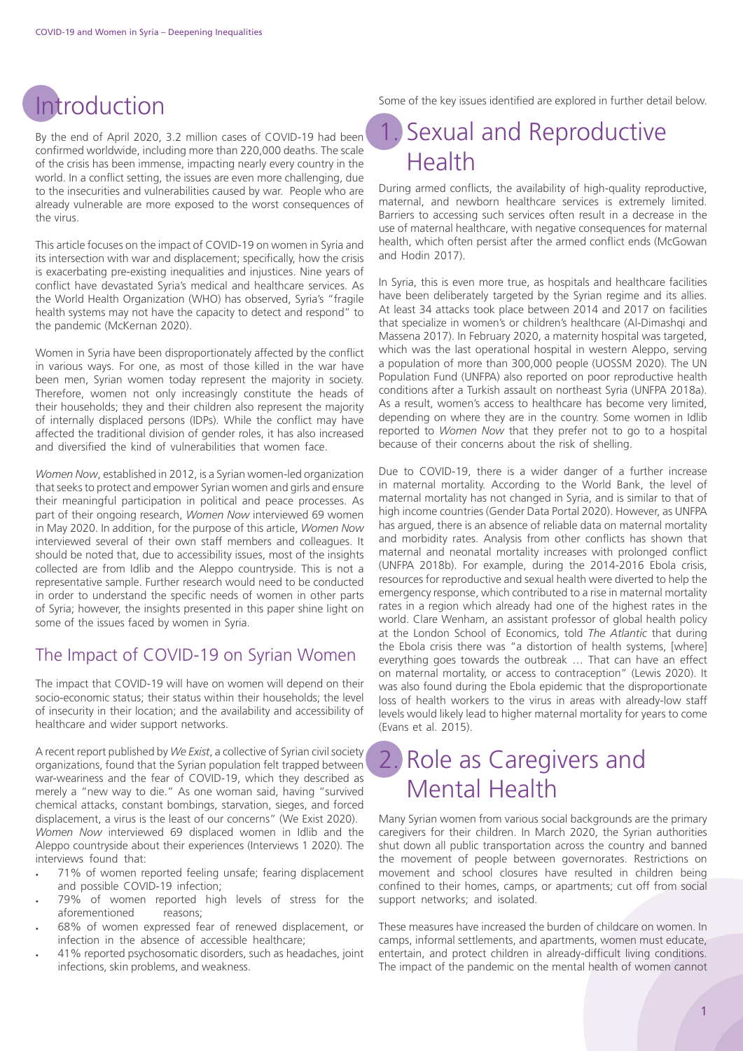# Introduction

By the end of April 2020, 3.2 million cases of COVID-19 had been confirmed worldwide, including more than 220,000 deaths. The scale of the crisis has been immense, impacting nearly every country in the world. In a conflict setting, the issues are even more challenging, due to the insecurities and vulnerabilities caused by war. People who are already vulnerable are more exposed to the worst consequences of the virus.

This article focuses on the impact of COVID-19 on women in Syria and its intersection with war and displacement; specifically, how the crisis is exacerbating pre-existing inequalities and injustices. Nine years of conflict have devastated Syria's medical and healthcare services. As the World Health Organization (WHO) has observed, Syria's "fragile health systems may not have the capacity to detect and respond" to the pandemic (McKernan 2020).

Women in Syria have been disproportionately affected by the conflict in various ways. For one, as most of those killed in the war have been men, Syrian women today represent the majority in society. Therefore, women not only increasingly constitute the heads of their households; they and their children also represent the majority of internally displaced persons (IDPs). While the conflict may have affected the traditional division of gender roles, it has also increased and diversified the kind of vulnerabilities that women face.

*Women Now*, established in 2012, is a Syrian women-led organization that seeks to protect and empower Syrian women and girls and ensure their meaningful participation in political and peace processes. As part of their ongoing research, *Women Now* interviewed 69 women in May 2020. In addition, for the purpose of this article, *Women Now* interviewed several of their own staff members and colleagues. It should be noted that, due to accessibility issues, most of the insights collected are from Idlib and the Aleppo countryside. This is not a representative sample. Further research would need to be conducted in order to understand the specific needs of women in other parts of Syria; however, the insights presented in this paper shine light on some of the issues faced by women in Syria.

## The Impact of COVID-19 on Syrian Women

The impact that COVID-19 will have on women will depend on their socio-economic status; their status within their households; the level of insecurity in their location; and the availability and accessibility of healthcare and wider support networks.

A recent report published by *We Exist*, a collective of Syrian civil society organizations, found that the Syrian population felt trapped between war-weariness and the fear of COVID-19, which they described as merely a "new way to die." As one woman said, having "survived chemical attacks, constant bombings, starvation, sieges, and forced displacement, a virus is the least of our concerns" (We Exist 2020). *Women Now* interviewed 69 displaced women in Idlib and the Aleppo countryside about their experiences (Interviews 1 2020). The interviews found that:

- 71% of women reported feeling unsafe; fearing displacement and possible COVID-19 infection;
- 79% of women reported high levels of stress for the aforementioned reasons;
- 68% of women expressed fear of renewed displacement, or infection in the absence of accessible healthcare;
- 41% reported psychosomatic disorders, such as headaches, joint infections, skin problems, and weakness.

Some of the key issues identified are explored in further detail below.

## 1. Sexual and Reproductive Health

During armed conflicts, the availability of high-quality reproductive, maternal, and newborn healthcare services is extremely limited. Barriers to accessing such services often result in a decrease in the use of maternal healthcare, with negative consequences for maternal health, which often persist after the armed conflict ends (McGowan and Hodin 2017).

In Syria, this is even more true, as hospitals and healthcare facilities have been deliberately targeted by the Syrian regime and its allies. At least 34 attacks took place between 2014 and 2017 on facilities that specialize in women's or children's healthcare (Al-Dimashqi and Massena 2017). In February 2020, a maternity hospital was targeted, which was the last operational hospital in western Aleppo, serving a population of more than 300,000 people (UOSSM 2020). The UN Population Fund (UNFPA) also reported on poor reproductive health conditions after a Turkish assault on northeast Syria (UNFPA 2018a). As a result, women's access to healthcare has become very limited, depending on where they are in the country. Some women in Idlib reported to *Women Now* that they prefer not to go to a hospital because of their concerns about the risk of shelling.

Due to COVID-19, there is a wider danger of a further increase in maternal mortality. According to the World Bank, the level of maternal mortality has not changed in Syria, and is similar to that of high income countries (Gender Data Portal 2020). However, as UNFPA has argued, there is an absence of reliable data on maternal mortality and morbidity rates. Analysis from other conflicts has shown that maternal and neonatal mortality increases with prolonged conflict (UNFPA 2018b). For example, during the 2014-2016 Ebola crisis, resources for reproductive and sexual health were diverted to help the emergency response, which contributed to a rise in maternal mortality rates in a region which already had one of the highest rates in the world. Clare Wenham, an assistant professor of global health policy at the London School of Economics, told *The Atlantic* that during the Ebola crisis there was "a distortion of health systems, [where] everything goes towards the outbreak … That can have an effect on maternal mortality, or access to contraception" (Lewis 2020). It was also found during the Ebola epidemic that the disproportionate loss of health workers to the virus in areas with already-low staff levels would likely lead to higher maternal mortality for years to come (Evans et al. 2015).

## 2. Role as Caregivers and Mental Health

Many Syrian women from various social backgrounds are the primary caregivers for their children. In March 2020, the Syrian authorities shut down all public transportation across the country and banned the movement of people between governorates. Restrictions on movement and school closures have resulted in children being confined to their homes, camps, or apartments; cut off from social support networks; and isolated.

These measures have increased the burden of childcare on women. In camps, informal settlements, and apartments, women must educate, entertain, and protect children in already-difficult living conditions. The impact of the pandemic on the mental health of women cannot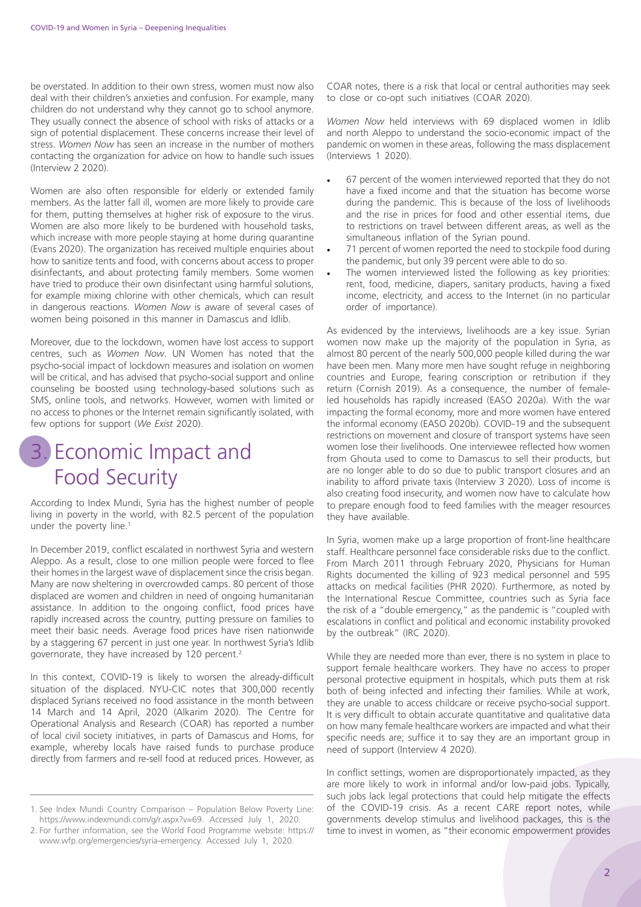be overstated. In addition to their own stress, women must now also deal with their children's anxieties and confusion. For example, many children do not understand why they cannot go to school anymore. They usually connect the absence of school with risks of attacks or a sign of potential displacement. These concerns increase their level of stress. *Women Now* has seen an increase in the number of mothers contacting the organization for advice on how to handle such issues (Interview 2 2020).

Women are also often responsible for elderly or extended family members. As the latter fall ill, women are more likely to provide care for them, putting themselves at higher risk of exposure to the virus. Women are also more likely to be burdened with household tasks, which increase with more people staying at home during quarantine (Evans 2020). The organization has received multiple enquiries about how to sanitize tents and food, with concerns about access to proper disinfectants, and about protecting family members. Some women have tried to produce their own disinfectant using harmful solutions, for example mixing chlorine with other chemicals, which can result in dangerous reactions. *Women Now* is aware of several cases of women being poisoned in this manner in Damascus and Idlib.

Moreover, due to the lockdown, women have lost access to support centres, such as *Women Now*. UN Women has noted that the psycho-social impact of lockdown measures and isolation on women will be critical, and has advised that psycho-social support and online counseling be boosted using technology-based solutions such as SMS, online tools, and networks. However, women with limited or no access to phones or the Internet remain significantly isolated, with few options for support (*We Exist* 2020).

## 3. Economic Impact and Food Security

According to Index Mundi, Syria has the highest number of people living in poverty in the world, with 82.5 percent of the population under the poverty line.[1]

In December 2019, conflict escalated in northwest Syria and western Aleppo. As a result, close to one million people were forced to flee their homes in the largest wave of displacement since the crisis began. Many are now sheltering in overcrowded camps. 80 percent of those displaced are women and children in need of ongoing humanitarian assistance. In addition to the ongoing conflict, food prices have rapidly increased across the country, putting pressure on families to meet their basic needs. Average food prices have risen nationwide by a staggering 67 percent in just one year. In northwest Syria's Idlib governorate, they have increased by 120 percent.[2]

In this context, COVID-19 is likely to worsen the already-difficult situation of the displaced. NYU-CIC notes that 300,000 recently displaced Syrians received no food assistance in the month between 14 March and 14 April, 2020 (Alkarim 2020). The Centre for Operational Analysis and Research (COAR) has reported a number of local civil society initiatives, in parts of Damascus and Homs, for example, whereby locals have raised funds to purchase produce directly from farmers and re-sell food at reduced prices. However, as COAR notes, there is a risk that local or central authorities may seek to close or co-opt such initiatives (COAR 2020).

*Women Now* held interviews with 69 displaced women in Idlib and north Aleppo to understand the socio-economic impact of the pandemic on women in these areas, following the mass displacement (Interviews 1 2020).

- 67 percent of the women interviewed reported that they do not have a fixed income and that the situation has become worse during the pandemic. This is because of the loss of livelihoods and the rise in prices for food and other essential items, due to restrictions on travel between different areas, as well as the simultaneous inflation of the Syrian pound.
- 71 percent of women reported the need to stockpile food during the pandemic, but only 39 percent were able to do so.
- The women interviewed listed the following as key priorities: rent, food, medicine, diapers, sanitary products, having a fixed income, electricity, and access to the Internet (in no particular order of importance).

As evidenced by the interviews, livelihoods are a key issue. Syrian women now make up the majority of the population in Syria, as almost 80 percent of the nearly 500,000 people killed during the war have been men. Many more men have sought refuge in neighboring countries and Europe, fearing conscription or retribution if they return (Cornish 2019). As a consequence, the number of female-led households has rapidly increased (EASO 2020a). With the war impacting the formal economy, more and more women have entered the informal economy (EASO 2020b). COVID-19 and the subsequent restrictions on movement and closure of transport systems have seen women lose their livelihoods. One interviewee reflected how women from Ghouta used to come to Damascus to sell their products, but are no longer able to do so due to public transport closures and an inability to afford private taxis (Interview 3 2020). Loss of income is also creating food insecurity, and women now have to calculate how to prepare enough food to feed families with the meager resources they have available.

In Syria, women make up a large proportion of front-line healthcare staff. Healthcare personnel face considerable risks due to the conflict. From March 2011 through February 2020, Physicians for Human Rights documented the killing of 923 medical personnel and 595 attacks on medical facilities (PHR 2020). Furthermore, as noted by the International Rescue Committee, countries such as Syria face the risk of a "double emergency," as the pandemic is "coupled with escalations in conflict and political and economic instability provoked by the outbreak" (IRC 2020).

While they are needed more than ever, there is no system in place to support female healthcare workers. They have no access to proper personal protective equipment in hospitals, which puts them at risk both of being infected and infecting their families. While at work, they are unable to access childcare or receive psycho-social support. It is very difficult to obtain accurate quantitative and qualitative data on how many female healthcare workers are impacted and what their specific needs are; suffice it to say they are an important group in need of support (Interview 4 2020).

In conflict settings, women are disproportionately impacted, as they are more likely to work in informal and/or low-paid jobs. Typically, such jobs lack legal protections that could help mitigate the effects of the COVID-19 crisis. As a recent CARE report notes, while governments develop stimulus and livelihood packages, this is the time to invest in women, as "their economic empowerment provides

1. See Index Mundi Country Comparison – Population Below Poverty Line: https://www.indexmundi.com/g/r.aspx?v=69. Accessed July 1, 2020.
2. For further information, see the World Food Programme website: https://www.wfp.org/emergencies/syria-emergency. Accessed July 1, 2020.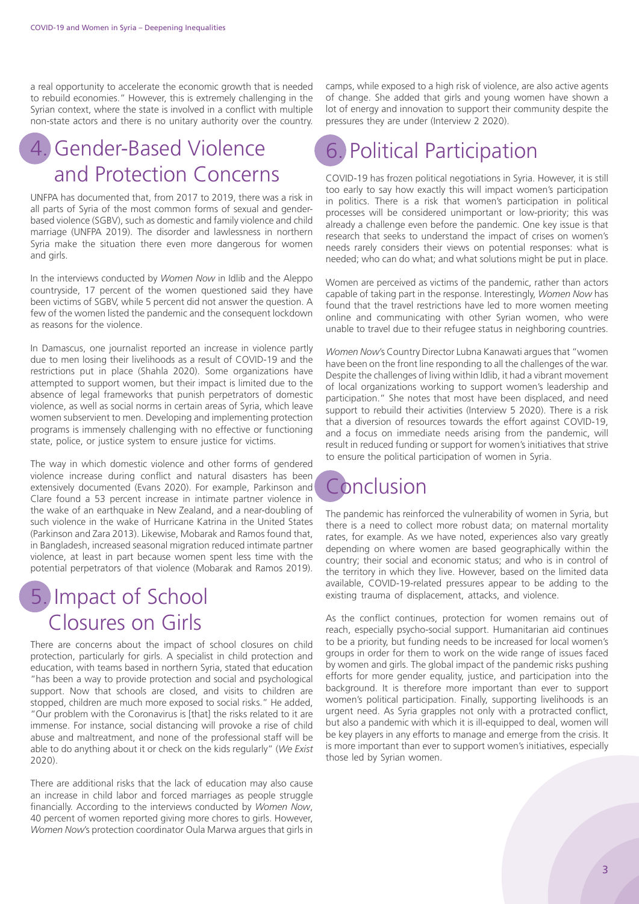a real opportunity to accelerate the economic growth that is needed to rebuild economies." However, this is extremely challenging in the Syrian context, where the state is involved in a conflict with multiple non-state actors and there is no unitary authority over the country.

## 4. Gender-Based Violence and Protection Concerns

UNFPA has documented that, from 2017 to 2019, there was a risk in all parts of Syria of the most common forms of sexual and gender-based violence (SGBV), such as domestic and family violence and child marriage (UNFPA 2019). The disorder and lawlessness in northern Syria make the situation there even more dangerous for women and girls.

In the interviews conducted by *Women Now* in Idlib and the Aleppo countryside, 17 percent of the women questioned said they have been victims of SGBV, while 5 percent did not answer the question. A few of the women listed the pandemic and the consequent lockdown as reasons for the violence.

In Damascus, one journalist reported an increase in violence partly due to men losing their livelihoods as a result of COVID-19 and the restrictions put in place (Shahla 2020). Some organizations have attempted to support women, but their impact is limited due to the absence of legal frameworks that punish perpetrators of domestic violence, as well as social norms in certain areas of Syria, which leave women subservient to men. Developing and implementing protection programs is immensely challenging with no effective or functioning state, police, or justice system to ensure justice for victims.

The way in which domestic violence and other forms of gendered violence increase during conflict and natural disasters has been extensively documented (Evans 2020). For example, Parkinson and Clare found a 53 percent increase in intimate partner violence in the wake of an earthquake in New Zealand, and a near-doubling of such violence in the wake of Hurricane Katrina in the United States (Parkinson and Zara 2013). Likewise, Mobarak and Ramos found that, in Bangladesh, increased seasonal migration reduced intimate partner violence, at least in part because women spent less time with the potential perpetrators of that violence (Mobarak and Ramos 2019).

## 5. Impact of School Closures on Girls

There are concerns about the impact of school closures on child protection, particularly for girls. A specialist in child protection and education, with teams based in northern Syria, stated that education "has been a way to provide protection and social and psychological support. Now that schools are closed, and visits to children are stopped, children are much more exposed to social risks." He added, "Our problem with the Coronavirus is [that] the risks related to it are immense. For instance, social distancing will provoke a rise of child abuse and maltreatment, and none of the professional staff will be able to do anything about it or check on the kids regularly" (*We Exist* 2020).

There are additional risks that the lack of education may also cause an increase in child labor and forced marriages as people struggle financially. According to the interviews conducted by *Women Now*, 40 percent of women reported giving more chores to girls. However, *Women Now*'s protection coordinator Oula Marwa argues that girls in camps, while exposed to a high risk of violence, are also active agents of change. She added that girls and young women have shown a lot of energy and innovation to support their community despite the pressures they are under (Interview 2 2020).

## 6. Political Participation

COVID-19 has frozen political negotiations in Syria. However, it is still too early to say how exactly this will impact women's participation in politics. There is a risk that women's participation in political processes will be considered unimportant or low-priority; this was already a challenge even before the pandemic. One key issue is that research that seeks to understand the impact of crises on women's needs rarely considers their views on potential responses: what is needed; who can do what; and what solutions might be put in place.

Women are perceived as victims of the pandemic, rather than actors capable of taking part in the response. Interestingly, *Women Now* has found that the travel restrictions have led to more women meeting online and communicating with other Syrian women, who were unable to travel due to their refugee status in neighboring countries.

*Women Now*'s Country Director Lubna Kanawati argues that "women have been on the front line responding to all the challenges of the war. Despite the challenges of living within Idlib, it had a vibrant movement of local organizations working to support women's leadership and participation." She notes that most have been displaced, and need support to rebuild their activities (Interview 5 2020). There is a risk that a diversion of resources towards the effort against COVID-19, and a focus on immediate needs arising from the pandemic, will result in reduced funding or support for women's initiatives that strive to ensure the political participation of women in Syria.

## Conclusion

The pandemic has reinforced the vulnerability of women in Syria, but there is a need to collect more robust data; on maternal mortality rates, for example. As we have noted, experiences also vary greatly depending on where women are based geographically within the country; their social and economic status; and who is in control of the territory in which they live. However, based on the limited data available, COVID-19-related pressures appear to be adding to the existing trauma of displacement, attacks, and violence.

As the conflict continues, protection for women remains out of reach, especially psycho-social support. Humanitarian aid continues to be a priority, but funding needs to be increased for local women's groups in order for them to work on the wide range of issues faced by women and girls. The global impact of the pandemic risks pushing efforts for more gender equality, justice, and participation into the background. It is therefore more important than ever to support women's political participation. Finally, supporting livelihoods is an urgent need. As Syria grapples not only with a protracted conflict, but also a pandemic with which it is ill-equipped to deal, women will be key players in any efforts to manage and emerge from the crisis. It is more important than ever to support women's initiatives, especially those led by Syrian women.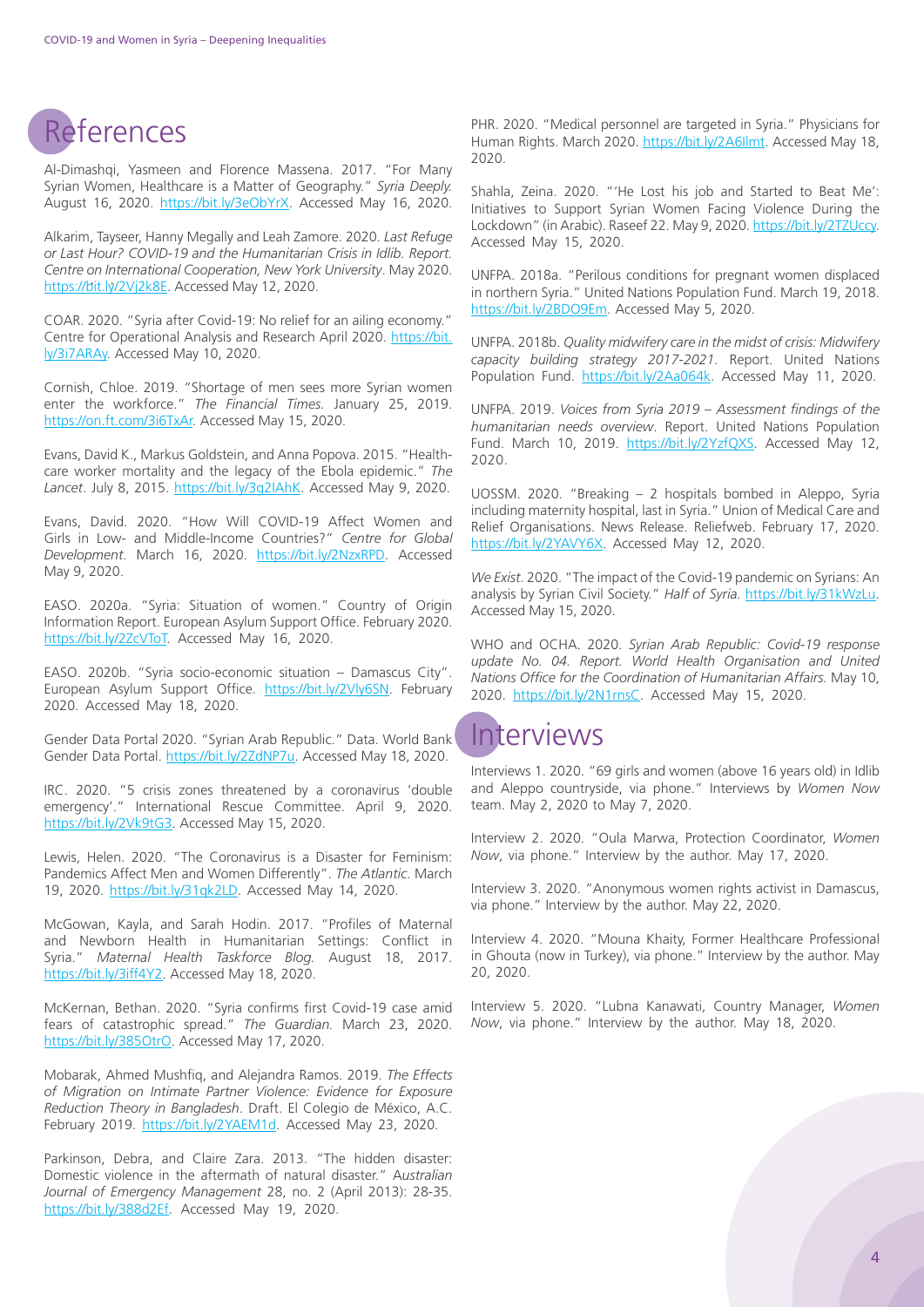# References

Al-Dimashqi, Yasmeen and Florence Massena. 2017. "For Many Syrian Women, Healthcare is a Matter of Geography." *Syria Deeply.* August 16, 2020. https://bit.ly/3eObYrX. Accessed May 16, 2020.

Alkarim, Tayseer, Hanny Megally and Leah Zamore. 2020. *Last Refuge or Last Hour? COVID-19 and the Humanitarian Crisis in Idlib. Report. Centre on International Cooperation, New York University*. May 2020. https://bit.ly/2Vj2k8E. Accessed May 12, 2020.

COAR. 2020. "Syria after Covid-19: No relief for an ailing economy." Centre for Operational Analysis and Research April 2020. https://bit.ly/3i7ARAy. Accessed May 10, 2020.

Cornish, Chloe. 2019. "Shortage of men sees more Syrian women enter the workforce." *The Financial Times.* January 25, 2019. https://on.ft.com/3i6TxAr. Accessed May 15, 2020.

Evans, David K., Markus Goldstein, and Anna Popova. 2015. "Health-care worker mortality and the legacy of the Ebola epidemic." *The Lancet*. July 8, 2015. https://bit.ly/3g2IAhK. Accessed May 9, 2020.

Evans, David. 2020. "How Will COVID-19 Affect Women and Girls in Low- and Middle-Income Countries?" *Centre for Global Development*. March 16, 2020. https://bit.ly/2NzxRPD. Accessed May 9, 2020.

EASO. 2020a. "Syria: Situation of women." Country of Origin Information Report. European Asylum Support Office. February 2020. https://bit.ly/2ZcVToT. Accessed May 16, 2020.

EASO. 2020b. "Syria socio-economic situation – Damascus City". European Asylum Support Office. https://bit.ly/2Vly6SN. February 2020. Accessed May 18, 2020.

Gender Data Portal 2020. "Syrian Arab Republic." Data. World Bank Gender Data Portal. https://bit.ly/2ZdNP7u. Accessed May 18, 2020.

IRC. 2020. "5 crisis zones threatened by a coronavirus 'double emergency'." International Rescue Committee. April 9, 2020. https://bit.ly/2Vk9tG3. Accessed May 15, 2020.

Lewis, Helen. 2020. "The Coronavirus is a Disaster for Feminism: Pandemics Affect Men and Women Differently". *The Atlantic*. March 19, 2020. https://bit.ly/31qk2LD. Accessed May 14, 2020.

McGowan, Kayla, and Sarah Hodin. 2017. "Profiles of Maternal and Newborn Health in Humanitarian Settings: Conflict in Syria." *Maternal Health Taskforce Blog.* August 18, 2017. https://bit.ly/3iff4Y2. Accessed May 18, 2020.

McKernan, Bethan. 2020. "Syria confirms first Covid-19 case amid fears of catastrophic spread." *The Guardian.* March 23, 2020. https://bit.ly/385OtrO. Accessed May 17, 2020.

Mobarak, Ahmed Mushfiq, and Alejandra Ramos. 2019. *The Effects of Migration on Intimate Partner Violence: Evidence for Exposure Reduction Theory in Bangladesh*. Draft. El Colegio de México, A.C. February 2019. https://bit.ly/2YAEM1d. Accessed May 23, 2020.

Parkinson, Debra, and Claire Zara. 2013. "The hidden disaster: Domestic violence in the aftermath of natural disaster." *Australian Journal of Emergency Management* 28, no. 2 (April 2013): 28-35. https://bit.ly/388d2Ef. Accessed May 19, 2020.

PHR. 2020. "Medical personnel are targeted in Syria." Physicians for Human Rights. March 2020. https://bit.ly/2A6llmt. Accessed May 18, 2020.

Shahla, Zeina. 2020. "'He Lost his job and Started to Beat Me': Initiatives to Support Syrian Women Facing Violence During the Lockdown" (in Arabic). Raseef 22. May 9, 2020. https://bit.ly/2TZUccy. Accessed May 15, 2020.

UNFPA. 2018a. "Perilous conditions for pregnant women displaced in northern Syria." United Nations Population Fund. March 19, 2018. https://bit.ly/2BDO9Em. Accessed May 5, 2020.

UNFPA. 2018b. *Quality midwifery care in the midst of crisis: Midwifery capacity building strategy 2017-2021.* Report. United Nations Population Fund. https://bit.ly/2Aa064k. Accessed May 11, 2020.

UNFPA. 2019. *Voices from Syria 2019 – Assessment findings of the humanitarian needs overview*. Report. United Nations Population Fund. March 10, 2019. https://bit.ly/2YzfQXS. Accessed May 12, 2020.

UOSSM. 2020. "Breaking – 2 hospitals bombed in Aleppo, Syria including maternity hospital, last in Syria." Union of Medical Care and Relief Organisations. News Release. Reliefweb. February 17, 2020. https://bit.ly/2YAVY6X. Accessed May 12, 2020.

*We Exist*. 2020. "The impact of the Covid-19 pandemic on Syrians: An analysis by Syrian Civil Society." *Half of Syria.* https://bit.ly/31kWzLu. Accessed May 15, 2020.

WHO and OCHA. 2020. *Syrian Arab Republic: Covid-19 response update No. 04. Report. World Health Organisation and United Nations Office for the Coordination of Humanitarian Affairs.* May 10, 2020. https://bit.ly/2N1rnsC. Accessed May 15, 2020.

# Interviews

Interviews 1. 2020. "69 girls and women (above 16 years old) in Idlib and Aleppo countryside, via phone." Interviews by *Women Now* team. May 2, 2020 to May 7, 2020.

Interview 2. 2020. "Oula Marwa, Protection Coordinator, *Women Now*, via phone." Interview by the author. May 17, 2020.

Interview 3. 2020. "Anonymous women rights activist in Damascus, via phone." Interview by the author. May 22, 2020.

Interview 4. 2020. "Mouna Khaity, Former Healthcare Professional in Ghouta (now in Turkey), via phone." Interview by the author. May 20, 2020.

Interview 5. 2020. "Lubna Kanawati, Country Manager, *Women Now*, via phone." Interview by the author. May 18, 2020.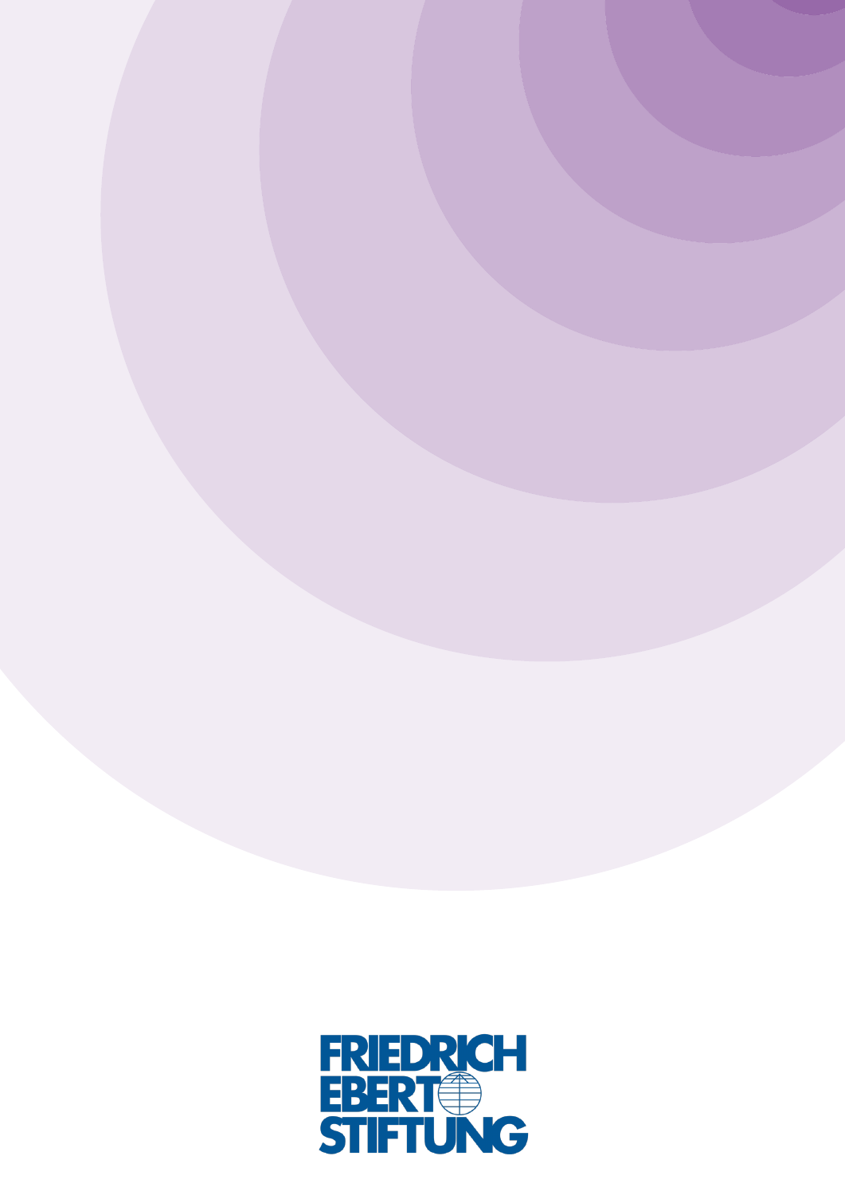FRIEDRICH
EBERT
STIFTUNG